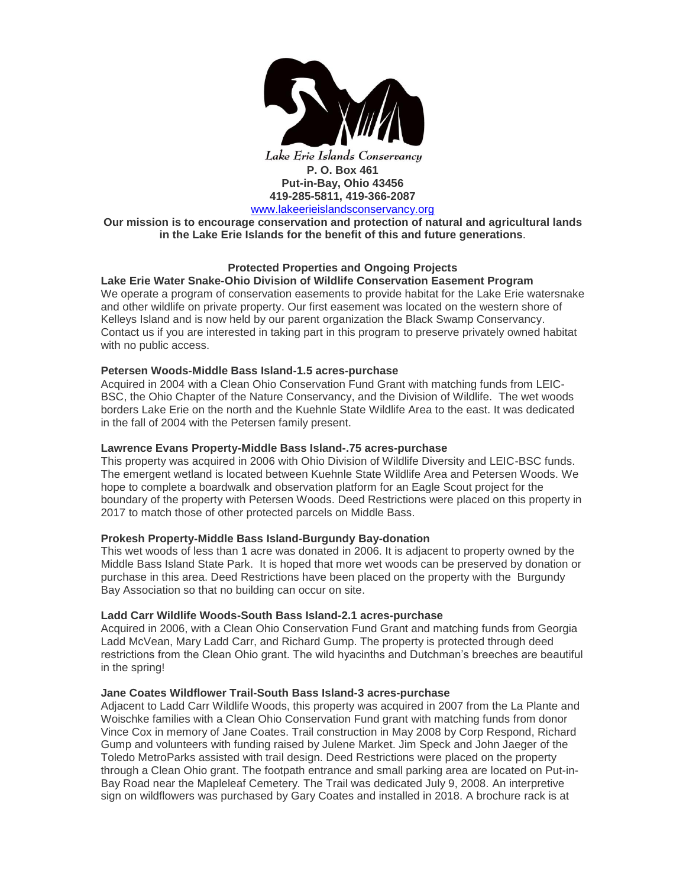*Lake Erie Islands Conservancy*

**P. O. Box 461**
**Put-in-Bay, Ohio 43456**
**419-285-5811, 419-366-2087**
www.lakeerieislandsconservancy.org

**Our mission is to encourage conservation and protection of natural and agricultural lands in the Lake Erie Islands for the benefit of this and future generations**.

## Protected Properties and Ongoing Projects

### Lake Erie Water Snake-Ohio Division of Wildlife Conservation Easement Program

We operate a program of conservation easements to provide habitat for the Lake Erie watersnake and other wildlife on private property. Our first easement was located on the western shore of Kelleys Island and is now held by our parent organization the Black Swamp Conservancy. Contact us if you are interested in taking part in this program to preserve privately owned habitat with no public access.

### Petersen Woods-Middle Bass Island-1.5 acres-purchase

Acquired in 2004 with a Clean Ohio Conservation Fund Grant with matching funds from LEIC-BSC, the Ohio Chapter of the Nature Conservancy, and the Division of Wildlife. The wet woods borders Lake Erie on the north and the Kuehnle State Wildlife Area to the east. It was dedicated in the fall of 2004 with the Petersen family present.

### Lawrence Evans Property-Middle Bass Island-.75 acres-purchase

This property was acquired in 2006 with Ohio Division of Wildlife Diversity and LEIC-BSC funds. The emergent wetland is located between Kuehnle State Wildlife Area and Petersen Woods. We hope to complete a boardwalk and observation platform for an Eagle Scout project for the boundary of the property with Petersen Woods. Deed Restrictions were placed on this property in 2017 to match those of other protected parcels on Middle Bass.

### Prokesh Property-Middle Bass Island-Burgundy Bay-donation

This wet woods of less than 1 acre was donated in 2006. It is adjacent to property owned by the Middle Bass Island State Park. It is hoped that more wet woods can be preserved by donation or purchase in this area. Deed Restrictions have been placed on the property with the Burgundy Bay Association so that no building can occur on site.

### Ladd Carr Wildlife Woods-South Bass Island-2.1 acres-purchase

Acquired in 2006, with a Clean Ohio Conservation Fund Grant and matching funds from Georgia Ladd McVean, Mary Ladd Carr, and Richard Gump. The property is protected through deed restrictions from the Clean Ohio grant. The wild hyacinths and Dutchman's breeches are beautiful in the spring!

### Jane Coates Wildflower Trail-South Bass Island-3 acres-purchase

Adjacent to Ladd Carr Wildlife Woods, this property was acquired in 2007 from the La Plante and Woischke families with a Clean Ohio Conservation Fund grant with matching funds from donor Vince Cox in memory of Jane Coates. Trail construction in May 2008 by Corp Respond, Richard Gump and volunteers with funding raised by Julene Market. Jim Speck and John Jaeger of the Toledo MetroParks assisted with trail design. Deed Restrictions were placed on the property through a Clean Ohio grant. The footpath entrance and small parking area are located on Put-in-Bay Road near the Mapleleaf Cemetery. The Trail was dedicated July 9, 2008. An interpretive sign on wildflowers was purchased by Gary Coates and installed in 2018. A brochure rack is at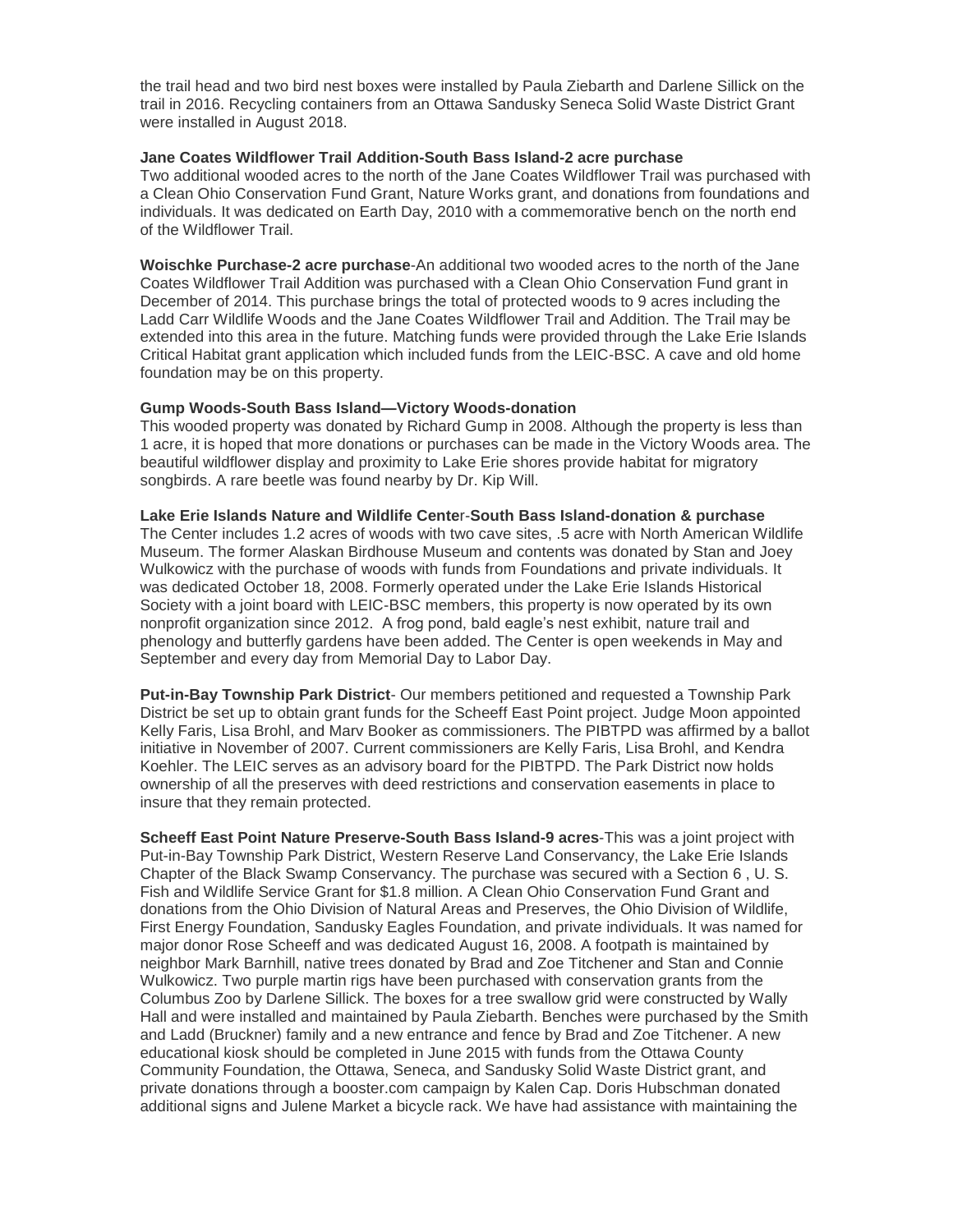the trail head and two bird nest boxes were installed by Paula Ziebarth and Darlene Sillick on the trail in 2016. Recycling containers from an Ottawa Sandusky Seneca Solid Waste District Grant were installed in August 2018.

**Jane Coates Wildflower Trail Addition-South Bass Island-2 acre purchase**
Two additional wooded acres to the north of the Jane Coates Wildflower Trail was purchased with a Clean Ohio Conservation Fund Grant, Nature Works grant, and donations from foundations and individuals. It was dedicated on Earth Day, 2010 with a commemorative bench on the north end of the Wildflower Trail.

**Woischke Purchase-2 acre purchase**-An additional two wooded acres to the north of the Jane Coates Wildflower Trail Addition was purchased with a Clean Ohio Conservation Fund grant in December of 2014. This purchase brings the total of protected woods to 9 acres including the Ladd Carr Wildlife Woods and the Jane Coates Wildflower Trail and Addition. The Trail may be extended into this area in the future. Matching funds were provided through the Lake Erie Islands Critical Habitat grant application which included funds from the LEIC-BSC. A cave and old home foundation may be on this property.

**Gump Woods-South Bass Island—Victory Woods-donation**
This wooded property was donated by Richard Gump in 2008. Although the property is less than 1 acre, it is hoped that more donations or purchases can be made in the Victory Woods area. The beautiful wildflower display and proximity to Lake Erie shores provide habitat for migratory songbirds. A rare beetle was found nearby by Dr. Kip Will.

**Lake Erie Islands Nature and Wildlife Center-South Bass Island-donation & purchase**
The Center includes 1.2 acres of woods with two cave sites, .5 acre with North American Wildlife Museum. The former Alaskan Birdhouse Museum and contents was donated by Stan and Joey Wulkowicz with the purchase of woods with funds from Foundations and private individuals. It was dedicated October 18, 2008. Formerly operated under the Lake Erie Islands Historical Society with a joint board with LEIC-BSC members, this property is now operated by its own nonprofit organization since 2012. A frog pond, bald eagle's nest exhibit, nature trail and phenology and butterfly gardens have been added. The Center is open weekends in May and September and every day from Memorial Day to Labor Day.

**Put-in-Bay Township Park District**- Our members petitioned and requested a Township Park District be set up to obtain grant funds for the Scheeff East Point project. Judge Moon appointed Kelly Faris, Lisa Brohl, and Marv Booker as commissioners. The PIBTPD was affirmed by a ballot initiative in November of 2007. Current commissioners are Kelly Faris, Lisa Brohl, and Kendra Koehler. The LEIC serves as an advisory board for the PIBTPD. The Park District now holds ownership of all the preserves with deed restrictions and conservation easements in place to insure that they remain protected.

**Scheeff East Point Nature Preserve-South Bass Island-9 acres**-This was a joint project with Put-in-Bay Township Park District, Western Reserve Land Conservancy, the Lake Erie Islands Chapter of the Black Swamp Conservancy. The purchase was secured with a Section 6 , U. S. Fish and Wildlife Service Grant for $1.8 million. A Clean Ohio Conservation Fund Grant and donations from the Ohio Division of Natural Areas and Preserves, the Ohio Division of Wildlife, First Energy Foundation, Sandusky Eagles Foundation, and private individuals. It was named for major donor Rose Scheeff and was dedicated August 16, 2008. A footpath is maintained by neighbor Mark Barnhill, native trees donated by Brad and Zoe Titchener and Stan and Connie Wulkowicz. Two purple martin rigs have been purchased with conservation grants from the Columbus Zoo by Darlene Sillick. The boxes for a tree swallow grid were constructed by Wally Hall and were installed and maintained by Paula Ziebarth. Benches were purchased by the Smith and Ladd (Bruckner) family and a new entrance and fence by Brad and Zoe Titchener. A new educational kiosk should be completed in June 2015 with funds from the Ottawa County Community Foundation, the Ottawa, Seneca, and Sandusky Solid Waste District grant, and private donations through a booster.com campaign by Kalen Cap. Doris Hubschman donated additional signs and Julene Market a bicycle rack. We have had assistance with maintaining the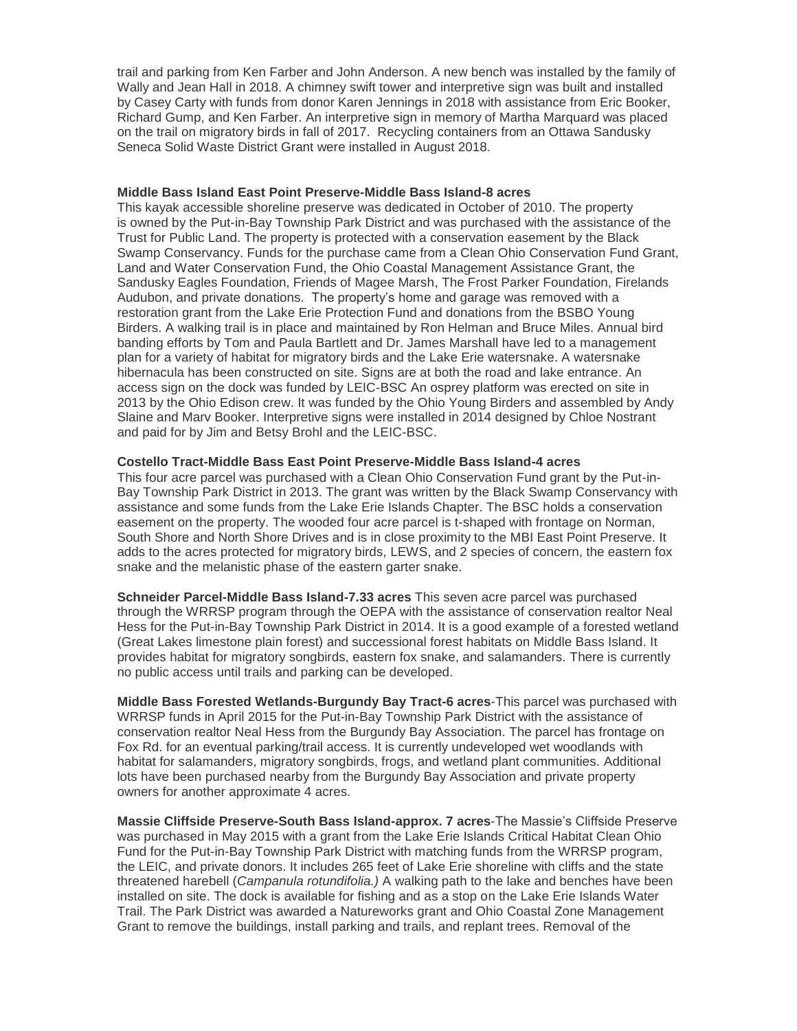trail and parking from Ken Farber and John Anderson. A new bench was installed by the family of Wally and Jean Hall in 2018. A chimney swift tower and interpretive sign was built and installed by Casey Carty with funds from donor Karen Jennings in 2018 with assistance from Eric Booker, Richard Gump, and Ken Farber. An interpretive sign in memory of Martha Marquard was placed on the trail on migratory birds in fall of 2017. Recycling containers from an Ottawa Sandusky Seneca Solid Waste District Grant were installed in August 2018.

**Middle Bass Island East Point Preserve-Middle Bass Island-8 acres**
This kayak accessible shoreline preserve was dedicated in October of 2010. The property is owned by the Put-in-Bay Township Park District and was purchased with the assistance of the Trust for Public Land. The property is protected with a conservation easement by the Black Swamp Conservancy. Funds for the purchase came from a Clean Ohio Conservation Fund Grant, Land and Water Conservation Fund, the Ohio Coastal Management Assistance Grant, the Sandusky Eagles Foundation, Friends of Magee Marsh, The Frost Parker Foundation, Firelands Audubon, and private donations. The property's home and garage was removed with a restoration grant from the Lake Erie Protection Fund and donations from the BSBO Young Birders. A walking trail is in place and maintained by Ron Helman and Bruce Miles. Annual bird banding efforts by Tom and Paula Bartlett and Dr. James Marshall have led to a management plan for a variety of habitat for migratory birds and the Lake Erie watersnake. A watersnake hibernacula has been constructed on site. Signs are at both the road and lake entrance. An access sign on the dock was funded by LEIC-BSC An osprey platform was erected on site in 2013 by the Ohio Edison crew. It was funded by the Ohio Young Birders and assembled by Andy Slaine and Marv Booker. Interpretive signs were installed in 2014 designed by Chloe Nostrant and paid for by Jim and Betsy Brohl and the LEIC-BSC.

**Costello Tract-Middle Bass East Point Preserve-Middle Bass Island-4 acres**
This four acre parcel was purchased with a Clean Ohio Conservation Fund grant by the Put-in-Bay Township Park District in 2013. The grant was written by the Black Swamp Conservancy with assistance and some funds from the Lake Erie Islands Chapter. The BSC holds a conservation easement on the property. The wooded four acre parcel is t-shaped with frontage on Norman, South Shore and North Shore Drives and is in close proximity to the MBI East Point Preserve. It adds to the acres protected for migratory birds, LEWS, and 2 species of concern, the eastern fox snake and the melanistic phase of the eastern garter snake.

**Schneider Parcel-Middle Bass Island-7.33 acres** This seven acre parcel was purchased through the WRRSP program through the OEPA with the assistance of conservation realtor Neal Hess for the Put-in-Bay Township Park District in 2014. It is a good example of a forested wetland (Great Lakes limestone plain forest) and successional forest habitats on Middle Bass Island. It provides habitat for migratory songbirds, eastern fox snake, and salamanders. There is currently no public access until trails and parking can be developed.

**Middle Bass Forested Wetlands-Burgundy Bay Tract-6 acres**-This parcel was purchased with WRRSP funds in April 2015 for the Put-in-Bay Township Park District with the assistance of conservation realtor Neal Hess from the Burgundy Bay Association. The parcel has frontage on Fox Rd. for an eventual parking/trail access. It is currently undeveloped wet woodlands with habitat for salamanders, migratory songbirds, frogs, and wetland plant communities. Additional lots have been purchased nearby from the Burgundy Bay Association and private property owners for another approximate 4 acres.

**Massie Cliffside Preserve-South Bass Island-approx. 7 acres**-The Massie's Cliffside Preserve was purchased in May 2015 with a grant from the Lake Erie Islands Critical Habitat Clean Ohio Fund for the Put-in-Bay Township Park District with matching funds from the WRRSP program, the LEIC, and private donors. It includes 265 feet of Lake Erie shoreline with cliffs and the state threatened harebell (*Campanula rotundifolia.)* A walking path to the lake and benches have been installed on site. The dock is available for fishing and as a stop on the Lake Erie Islands Water Trail. The Park District was awarded a Natureworks grant and Ohio Coastal Zone Management Grant to remove the buildings, install parking and trails, and replant trees. Removal of the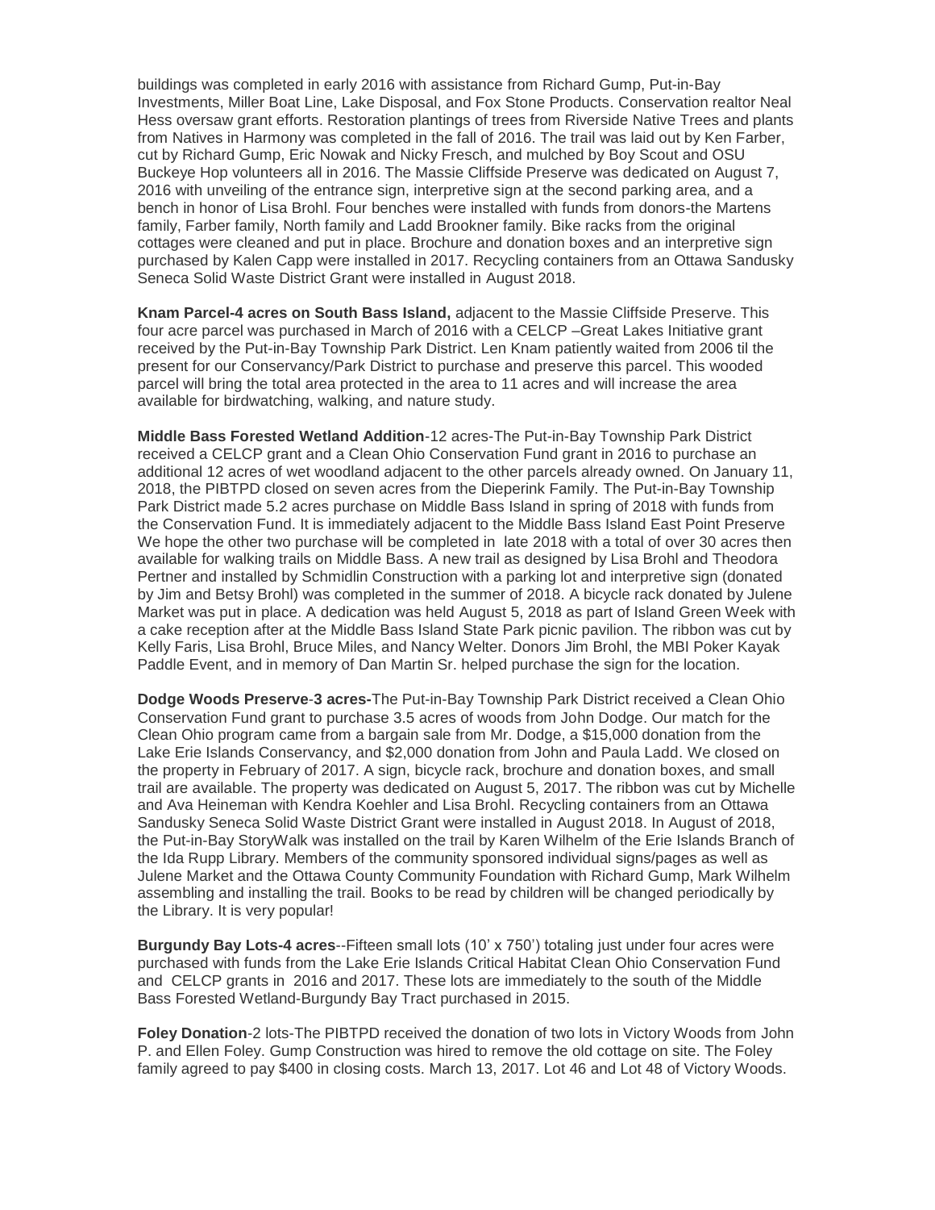buildings was completed in early 2016 with assistance from Richard Gump, Put-in-Bay Investments, Miller Boat Line, Lake Disposal, and Fox Stone Products. Conservation realtor Neal Hess oversaw grant efforts. Restoration plantings of trees from Riverside Native Trees and plants from Natives in Harmony was completed in the fall of 2016. The trail was laid out by Ken Farber, cut by Richard Gump, Eric Nowak and Nicky Fresch, and mulched by Boy Scout and OSU Buckeye Hop volunteers all in 2016. The Massie Cliffside Preserve was dedicated on August 7, 2016 with unveiling of the entrance sign, interpretive sign at the second parking area, and a bench in honor of Lisa Brohl. Four benches were installed with funds from donors-the Martens family, Farber family, North family and Ladd Brookner family. Bike racks from the original cottages were cleaned and put in place. Brochure and donation boxes and an interpretive sign purchased by Kalen Capp were installed in 2017. Recycling containers from an Ottawa Sandusky Seneca Solid Waste District Grant were installed in August 2018.

**Knam Parcel-4 acres on South Bass Island,** adjacent to the Massie Cliffside Preserve. This four acre parcel was purchased in March of 2016 with a CELCP –Great Lakes Initiative grant received by the Put-in-Bay Township Park District. Len Knam patiently waited from 2006 til the present for our Conservancy/Park District to purchase and preserve this parcel. This wooded parcel will bring the total area protected in the area to 11 acres and will increase the area available for birdwatching, walking, and nature study.

**Middle Bass Forested Wetland Addition**-12 acres-The Put-in-Bay Township Park District received a CELCP grant and a Clean Ohio Conservation Fund grant in 2016 to purchase an additional 12 acres of wet woodland adjacent to the other parcels already owned. On January 11, 2018, the PIBTPD closed on seven acres from the Dieperink Family. The Put-in-Bay Township Park District made 5.2 acres purchase on Middle Bass Island in spring of 2018 with funds from the Conservation Fund. It is immediately adjacent to the Middle Bass Island East Point Preserve We hope the other two purchase will be completed in late 2018 with a total of over 30 acres then available for walking trails on Middle Bass. A new trail as designed by Lisa Brohl and Theodora Pertner and installed by Schmidlin Construction with a parking lot and interpretive sign (donated by Jim and Betsy Brohl) was completed in the summer of 2018. A bicycle rack donated by Julene Market was put in place. A dedication was held August 5, 2018 as part of Island Green Week with a cake reception after at the Middle Bass Island State Park picnic pavilion. The ribbon was cut by Kelly Faris, Lisa Brohl, Bruce Miles, and Nancy Welter. Donors Jim Brohl, the MBI Poker Kayak Paddle Event, and in memory of Dan Martin Sr. helped purchase the sign for the location.

**Dodge Woods Preserve-3 acres-**The Put-in-Bay Township Park District received a Clean Ohio Conservation Fund grant to purchase 3.5 acres of woods from John Dodge. Our match for the Clean Ohio program came from a bargain sale from Mr. Dodge, a $15,000 donation from the Lake Erie Islands Conservancy, and $2,000 donation from John and Paula Ladd. We closed on the property in February of 2017. A sign, bicycle rack, brochure and donation boxes, and small trail are available. The property was dedicated on August 5, 2017. The ribbon was cut by Michelle and Ava Heineman with Kendra Koehler and Lisa Brohl. Recycling containers from an Ottawa Sandusky Seneca Solid Waste District Grant were installed in August 2018. In August of 2018, the Put-in-Bay StoryWalk was installed on the trail by Karen Wilhelm of the Erie Islands Branch of the Ida Rupp Library. Members of the community sponsored individual signs/pages as well as Julene Market and the Ottawa County Community Foundation with Richard Gump, Mark Wilhelm assembling and installing the trail. Books to be read by children will be changed periodically by the Library. It is very popular!

**Burgundy Bay Lots-4 acres**--Fifteen small lots (10' x 750') totaling just under four acres were purchased with funds from the Lake Erie Islands Critical Habitat Clean Ohio Conservation Fund and CELCP grants in 2016 and 2017. These lots are immediately to the south of the Middle Bass Forested Wetland-Burgundy Bay Tract purchased in 2015.

**Foley Donation**-2 lots-The PIBTPD received the donation of two lots in Victory Woods from John P. and Ellen Foley. Gump Construction was hired to remove the old cottage on site. The Foley family agreed to pay $400 in closing costs. March 13, 2017. Lot 46 and Lot 48 of Victory Woods.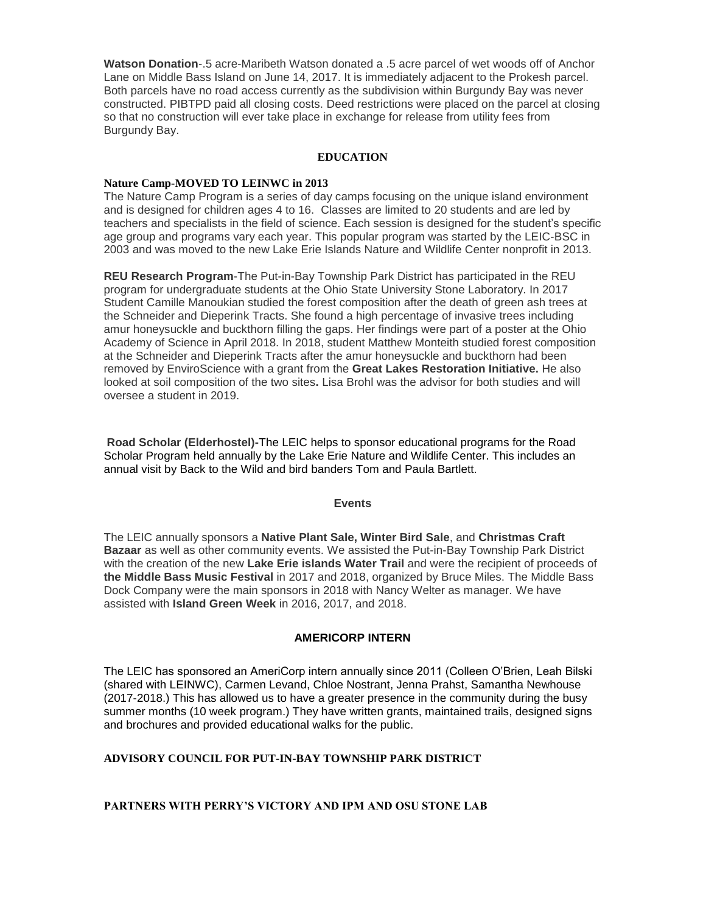**Watson Donation**-.5 acre-Maribeth Watson donated a .5 acre parcel of wet woods off of Anchor Lane on Middle Bass Island on June 14, 2017. It is immediately adjacent to the Prokesh parcel. Both parcels have no road access currently as the subdivision within Burgundy Bay was never constructed. PIBTPD paid all closing costs. Deed restrictions were placed on the parcel at closing so that no construction will ever take place in exchange for release from utility fees from Burgundy Bay.

## EDUCATION

**Nature Camp-MOVED TO LEINWC in 2013**

The Nature Camp Program is a series of day camps focusing on the unique island environment and is designed for children ages 4 to 16. Classes are limited to 20 students and are led by teachers and specialists in the field of science. Each session is designed for the student's specific age group and programs vary each year. This popular program was started by the LEIC-BSC in 2003 and was moved to the new Lake Erie Islands Nature and Wildlife Center nonprofit in 2013.

**REU Research Program**-The Put-in-Bay Township Park District has participated in the REU program for undergraduate students at the Ohio State University Stone Laboratory. In 2017 Student Camille Manoukian studied the forest composition after the death of green ash trees at the Schneider and Dieperink Tracts. She found a high percentage of invasive trees including amur honeysuckle and buckthorn filling the gaps. Her findings were part of a poster at the Ohio Academy of Science in April 2018. In 2018, student Matthew Monteith studied forest composition at the Schneider and Dieperink Tracts after the amur honeysuckle and buckthorn had been removed by EnviroScience with a grant from the **Great Lakes Restoration Initiative.** He also looked at soil composition of the two sites**.** Lisa Brohl was the advisor for both studies and will oversee a student in 2019.

**Road Scholar (Elderhostel)-**The LEIC helps to sponsor educational programs for the Road Scholar Program held annually by the Lake Erie Nature and Wildlife Center. This includes an annual visit by Back to the Wild and bird banders Tom and Paula Bartlett.

## Events

The LEIC annually sponsors a **Native Plant Sale, Winter Bird Sale**, and **Christmas Craft Bazaar** as well as other community events. We assisted the Put-in-Bay Township Park District with the creation of the new **Lake Erie islands Water Trail** and were the recipient of proceeds of **the Middle Bass Music Festival** in 2017 and 2018, organized by Bruce Miles. The Middle Bass Dock Company were the main sponsors in 2018 with Nancy Welter as manager. We have assisted with **Island Green Week** in 2016, 2017, and 2018.

## AMERICORP INTERN

The LEIC has sponsored an AmeriCorp intern annually since 2011 (Colleen O'Brien, Leah Bilski (shared with LEINWC), Carmen Levand, Chloe Nostrant, Jenna Prahst, Samantha Newhouse (2017-2018.) This has allowed us to have a greater presence in the community during the busy summer months (10 week program.) They have written grants, maintained trails, designed signs and brochures and provided educational walks for the public.

## ADVISORY COUNCIL FOR PUT-IN-BAY TOWNSHIP PARK DISTRICT

## PARTNERS WITH PERRY'S VICTORY AND IPM AND OSU STONE LAB